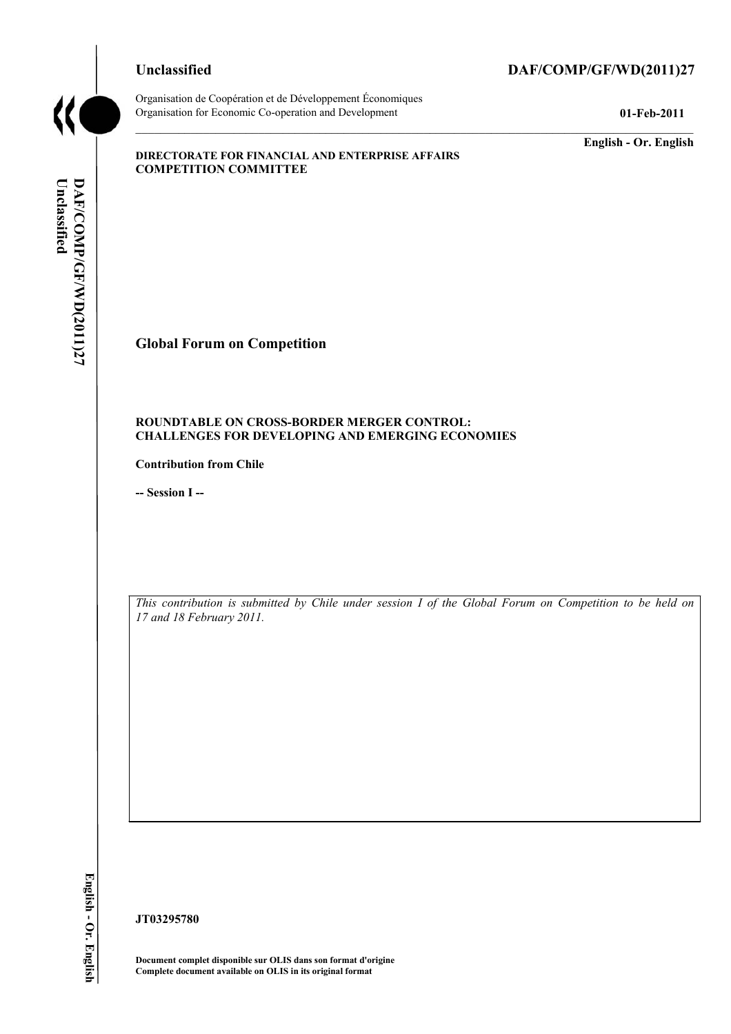**Unclassified** **DAF/COMP/GF/WD(2011)27**

Organisation de Coopération et de Développement Économiques
Organisation for Economic Co-operation and Development

**01-Feb-2011**

**English - Or. English**

**DIRECTORATE FOR FINANCIAL AND ENTERPRISE AFFAIRS**
**COMPETITION COMMITTEE**

# Global Forum on Competition

**ROUNDTABLE ON CROSS-BORDER MERGER CONTROL: CHALLENGES FOR DEVELOPING AND EMERGING ECONOMIES**

**Contribution from Chile**

**-- Session I --**

*This contribution is submitted by Chile under session I of the Global Forum on Competition to be held on 17 and 18 February 2011.*

**JT03295780**

**Document complet disponible sur OLIS dans son format d'origine**
**Complete document available on OLIS in its original format**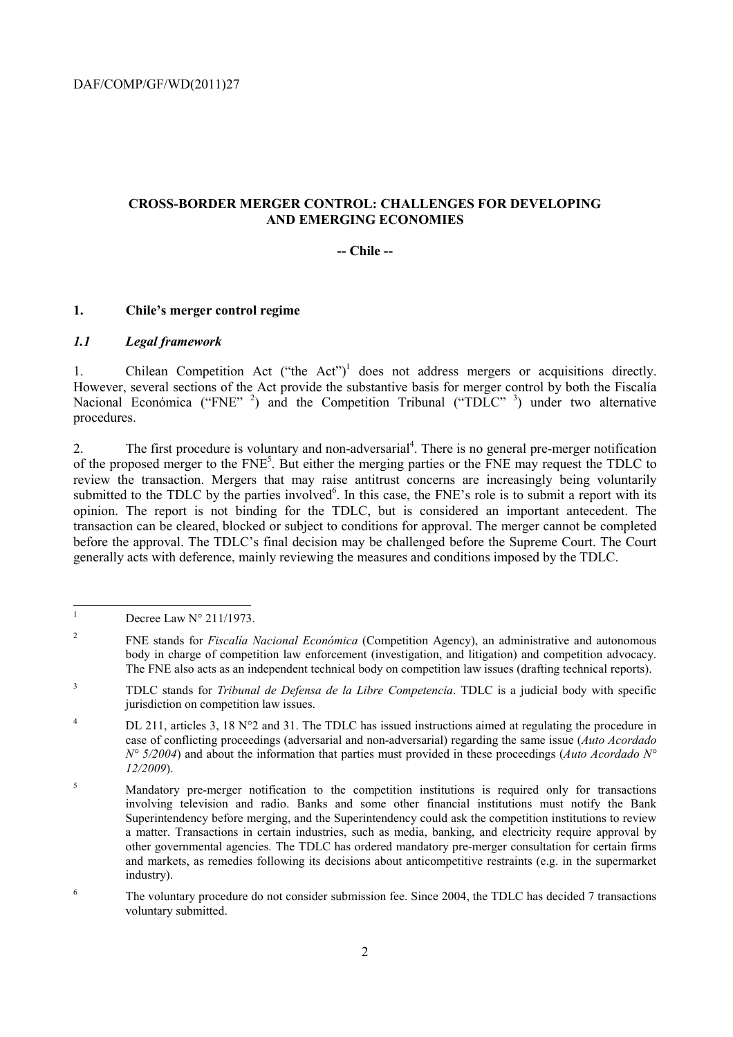## CROSS-BORDER MERGER CONTROL: CHALLENGES FOR DEVELOPING AND EMERGING ECONOMIES

**-- Chile --**

### 1. Chile's merger control regime

#### *1.1 Legal framework*

1. Chilean Competition Act ("the Act")[1] does not address mergers or acquisitions directly. However, several sections of the Act provide the substantive basis for merger control by both the Fiscalía Nacional Económica ("FNE" [2]) and the Competition Tribunal ("TDLC" [3]) under two alternative procedures.

2. The first procedure is voluntary and non-adversarial[4]. There is no general pre-merger notification of the proposed merger to the FNE[5]. But either the merging parties or the FNE may request the TDLC to review the transaction. Mergers that may raise antitrust concerns are increasingly being voluntarily submitted to the TDLC by the parties involved[6]. In this case, the FNE's role is to submit a report with its opinion. The report is not binding for the TDLC, but is considered an important antecedent. The transaction can be cleared, blocked or subject to conditions for approval. The merger cannot be completed before the approval. The TDLC's final decision may be challenged before the Supreme Court. The Court generally acts with deference, mainly reviewing the measures and conditions imposed by the TDLC.

---

[1] Decree Law N° 211/1973.

[2] FNE stands for *Fiscalía Nacional Económica* (Competition Agency), an administrative and autonomous body in charge of competition law enforcement (investigation, and litigation) and competition advocacy. The FNE also acts as an independent technical body on competition law issues (drafting technical reports).

[3] TDLC stands for *Tribunal de Defensa de la Libre Competencia*. TDLC is a judicial body with specific jurisdiction on competition law issues.

[4] DL 211, articles 3, 18 N°2 and 31. The TDLC has issued instructions aimed at regulating the procedure in case of conflicting proceedings (adversarial and non-adversarial) regarding the same issue (*Auto Acordado N° 5/2004*) and about the information that parties must provided in these proceedings (*Auto Acordado N° 12/2009*).

[5] Mandatory pre-merger notification to the competition institutions is required only for transactions involving television and radio. Banks and some other financial institutions must notify the Bank Superintendency before merging, and the Superintendency could ask the competition institutions to review a matter. Transactions in certain industries, such as media, banking, and electricity require approval by other governmental agencies. The TDLC has ordered mandatory pre-merger consultation for certain firms and markets, as remedies following its decisions about anticompetitive restraints (e.g. in the supermarket industry).

[6] The voluntary procedure do not consider submission fee. Since 2004, the TDLC has decided 7 transactions voluntary submitted.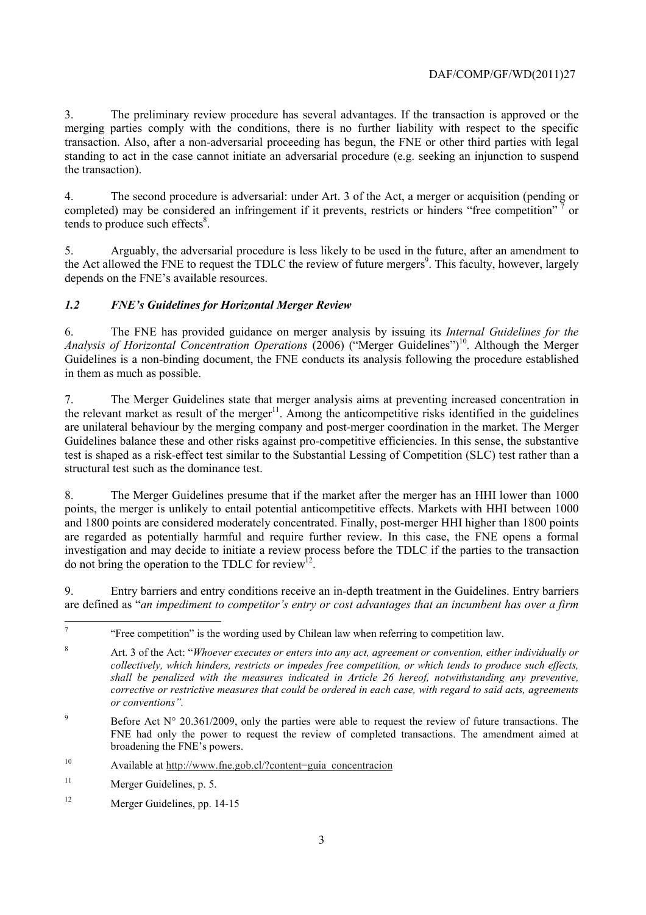3. The preliminary review procedure has several advantages. If the transaction is approved or the merging parties comply with the conditions, there is no further liability with respect to the specific transaction. Also, after a non-adversarial proceeding has begun, the FNE or other third parties with legal standing to act in the case cannot initiate an adversarial procedure (e.g. seeking an injunction to suspend the transaction).

4. The second procedure is adversarial: under Art. 3 of the Act, a merger or acquisition (pending or completed) may be considered an infringement if it prevents, restricts or hinders "free competition" [7] or tends to produce such effects[8].

5. Arguably, the adversarial procedure is less likely to be used in the future, after an amendment to the Act allowed the FNE to request the TDLC the review of future mergers[9]. This faculty, however, largely depends on the FNE's available resources.

### *1.2 FNE's Guidelines for Horizontal Merger Review*

6. The FNE has provided guidance on merger analysis by issuing its *Internal Guidelines for the Analysis of Horizontal Concentration Operations* (2006) ("Merger Guidelines")[10]. Although the Merger Guidelines is a non-binding document, the FNE conducts its analysis following the procedure established in them as much as possible.

7. The Merger Guidelines state that merger analysis aims at preventing increased concentration in the relevant market as result of the merger[11]. Among the anticompetitive risks identified in the guidelines are unilateral behaviour by the merging company and post-merger coordination in the market. The Merger Guidelines balance these and other risks against pro-competitive efficiencies. In this sense, the substantive test is shaped as a risk-effect test similar to the Substantial Lessing of Competition (SLC) test rather than a structural test such as the dominance test.

8. The Merger Guidelines presume that if the market after the merger has an HHI lower than 1000 points, the merger is unlikely to entail potential anticompetitive effects. Markets with HHI between 1000 and 1800 points are considered moderately concentrated. Finally, post-merger HHI higher than 1800 points are regarded as potentially harmful and require further review. In this case, the FNE opens a formal investigation and may decide to initiate a review process before the TDLC if the parties to the transaction do not bring the operation to the TDLC for review[12].

9. Entry barriers and entry conditions receive an in-depth treatment in the Guidelines. Entry barriers are defined as "*an impediment to competitor's entry or cost advantages that an incumbent has over a firm*

---

[7] "Free competition" is the wording used by Chilean law when referring to competition law.

[8] Art. 3 of the Act: "*Whoever executes or enters into any act, agreement or convention, either individually or collectively, which hinders, restricts or impedes free competition, or which tends to produce such effects, shall be penalized with the measures indicated in Article 26 hereof, notwithstanding any preventive, corrective or restrictive measures that could be ordered in each case, with regard to said acts, agreements or conventions".*

[9] Before Act N° 20.361/2009, only the parties were able to request the review of future transactions. The FNE had only the power to request the review of completed transactions. The amendment aimed at broadening the FNE's powers.

[10] Available at http://www.fne.gob.cl/?content=guia_concentracion

[11] Merger Guidelines, p. 5.

[12] Merger Guidelines, pp. 14-15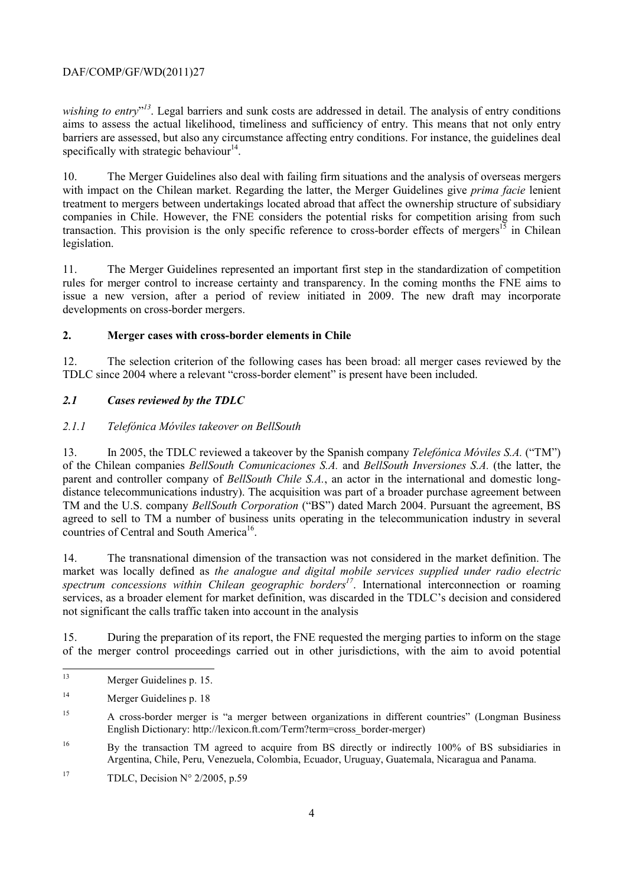*wishing to entry*"[13]. Legal barriers and sunk costs are addressed in detail. The analysis of entry conditions aims to assess the actual likelihood, timeliness and sufficiency of entry. This means that not only entry barriers are assessed, but also any circumstance affecting entry conditions. For instance, the guidelines deal specifically with strategic behaviour[14].

10. The Merger Guidelines also deal with failing firm situations and the analysis of overseas mergers with impact on the Chilean market. Regarding the latter, the Merger Guidelines give *prima facie* lenient treatment to mergers between undertakings located abroad that affect the ownership structure of subsidiary companies in Chile. However, the FNE considers the potential risks for competition arising from such transaction. This provision is the only specific reference to cross-border effects of mergers[15] in Chilean legislation.

11. The Merger Guidelines represented an important first step in the standardization of competition rules for merger control to increase certainty and transparency. In the coming months the FNE aims to issue a new version, after a period of review initiated in 2009. The new draft may incorporate developments on cross-border mergers.

## 2. Merger cases with cross-border elements in Chile

12. The selection criterion of the following cases has been broad: all merger cases reviewed by the TDLC since 2004 where a relevant "cross-border element" is present have been included.

### *2.1 Cases reviewed by the TDLC*

#### *2.1.1 Telefónica Móviles takeover on BellSouth*

13. In 2005, the TDLC reviewed a takeover by the Spanish company *Telefónica Móviles S.A.* ("TM") of the Chilean companies *BellSouth Comunicaciones S.A.* and *BellSouth Inversiones S.A.* (the latter, the parent and controller company of *BellSouth Chile S.A.*, an actor in the international and domestic long-distance telecommunications industry). The acquisition was part of a broader purchase agreement between TM and the U.S. company *BellSouth Corporation* ("BS") dated March 2004. Pursuant the agreement, BS agreed to sell to TM a number of business units operating in the telecommunication industry in several countries of Central and South America[16].

14. The transnational dimension of the transaction was not considered in the market definition. The market was locally defined as *the analogue and digital mobile services supplied under radio electric spectrum concessions within Chilean geographic borders*[17]. International interconnection or roaming services, as a broader element for market definition, was discarded in the TDLC's decision and considered not significant the calls traffic taken into account in the analysis

15. During the preparation of its report, the FNE requested the merging parties to inform on the stage of the merger control proceedings carried out in other jurisdictions, with the aim to avoid potential

---

[13] Merger Guidelines p. 15.

[14] Merger Guidelines p. 18

[15] A cross-border merger is "a merger between organizations in different countries" (Longman Business English Dictionary: http://lexicon.ft.com/Term?term=cross_border-merger)

[16] By the transaction TM agreed to acquire from BS directly or indirectly 100% of BS subsidiaries in Argentina, Chile, Peru, Venezuela, Colombia, Ecuador, Uruguay, Guatemala, Nicaragua and Panama.

[17] TDLC, Decision N° 2/2005, p.59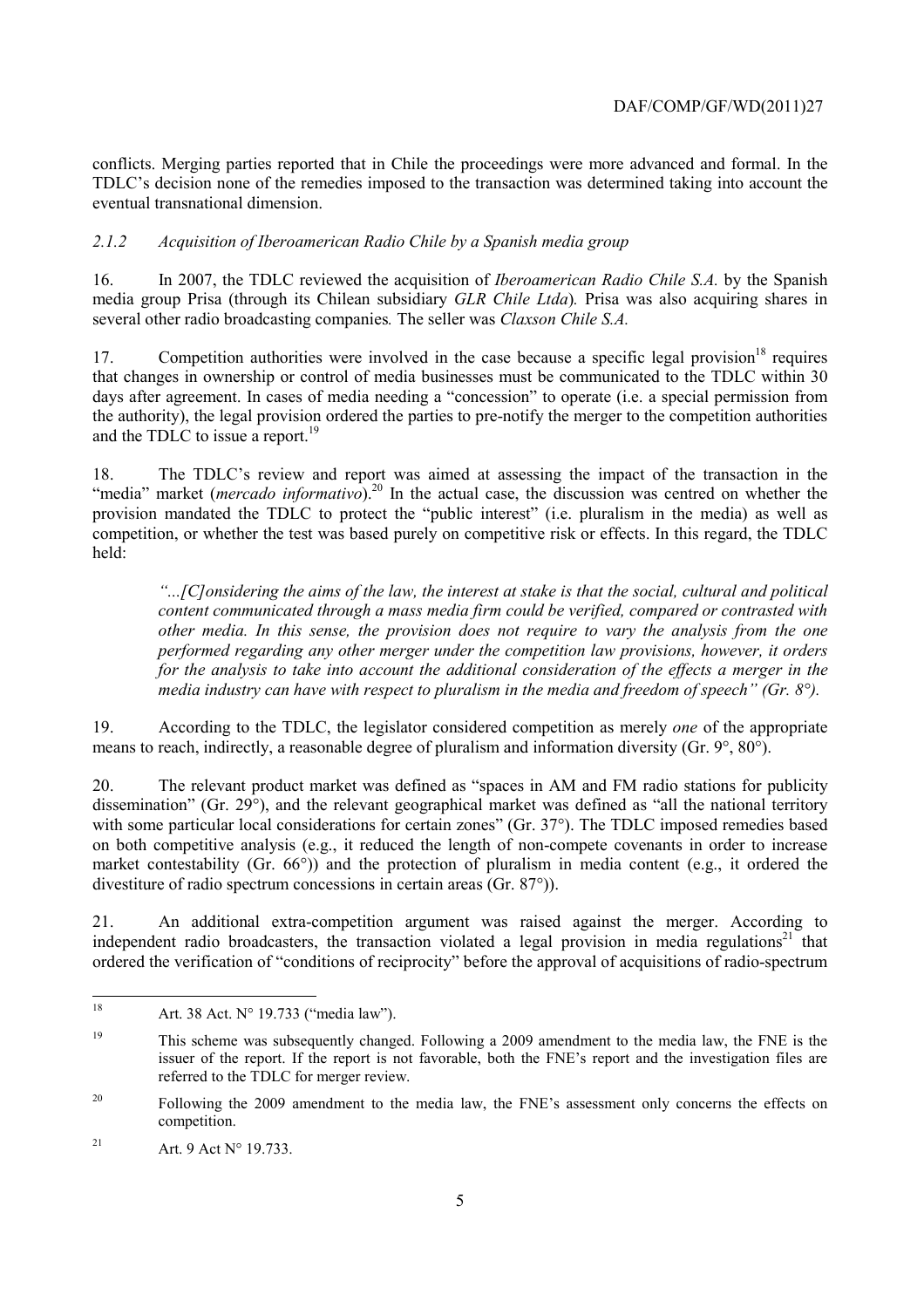conflicts. Merging parties reported that in Chile the proceedings were more advanced and formal. In the TDLC's decision none of the remedies imposed to the transaction was determined taking into account the eventual transnational dimension.

### *2.1.2 Acquisition of Iberoamerican Radio Chile by a Spanish media group*

16. In 2007, the TDLC reviewed the acquisition of *Iberoamerican Radio Chile S.A.* by the Spanish media group Prisa (through its Chilean subsidiary *GLR Chile Ltda*)*.* Prisa was also acquiring shares in several other radio broadcasting companies*.* The seller was *Claxson Chile S.A.*

17. Competition authorities were involved in the case because a specific legal provision[18] requires that changes in ownership or control of media businesses must be communicated to the TDLC within 30 days after agreement. In cases of media needing a "concession" to operate (i.e. a special permission from the authority), the legal provision ordered the parties to pre-notify the merger to the competition authorities and the TDLC to issue a report.[19]

18. The TDLC's review and report was aimed at assessing the impact of the transaction in the "media" market (*mercado informativo*).[20] In the actual case, the discussion was centred on whether the provision mandated the TDLC to protect the "public interest" (i.e. pluralism in the media) as well as competition, or whether the test was based purely on competitive risk or effects. In this regard, the TDLC held:

> *"...[C]onsidering the aims of the law, the interest at stake is that the social, cultural and political content communicated through a mass media firm could be verified, compared or contrasted with other media. In this sense, the provision does not require to vary the analysis from the one performed regarding any other merger under the competition law provisions, however, it orders for the analysis to take into account the additional consideration of the effects a merger in the media industry can have with respect to pluralism in the media and freedom of speech" (Gr. 8°).*

19. According to the TDLC, the legislator considered competition as merely *one* of the appropriate means to reach, indirectly, a reasonable degree of pluralism and information diversity (Gr. 9°, 80°).

20. The relevant product market was defined as "spaces in AM and FM radio stations for publicity dissemination" (Gr. 29°), and the relevant geographical market was defined as "all the national territory with some particular local considerations for certain zones" (Gr. 37°). The TDLC imposed remedies based on both competitive analysis (e.g., it reduced the length of non-compete covenants in order to increase market contestability (Gr. 66°)) and the protection of pluralism in media content (e.g., it ordered the divestiture of radio spectrum concessions in certain areas (Gr. 87°)).

21. An additional extra-competition argument was raised against the merger. According to independent radio broadcasters, the transaction violated a legal provision in media regulations[21] that ordered the verification of "conditions of reciprocity" before the approval of acquisitions of radio-spectrum

---

[18] Art. 38 Act. N° 19.733 ("media law").

[19] This scheme was subsequently changed. Following a 2009 amendment to the media law, the FNE is the issuer of the report. If the report is not favorable, both the FNE's report and the investigation files are referred to the TDLC for merger review.

[20] Following the 2009 amendment to the media law, the FNE's assessment only concerns the effects on competition.

[21] Art. 9 Act N° 19.733.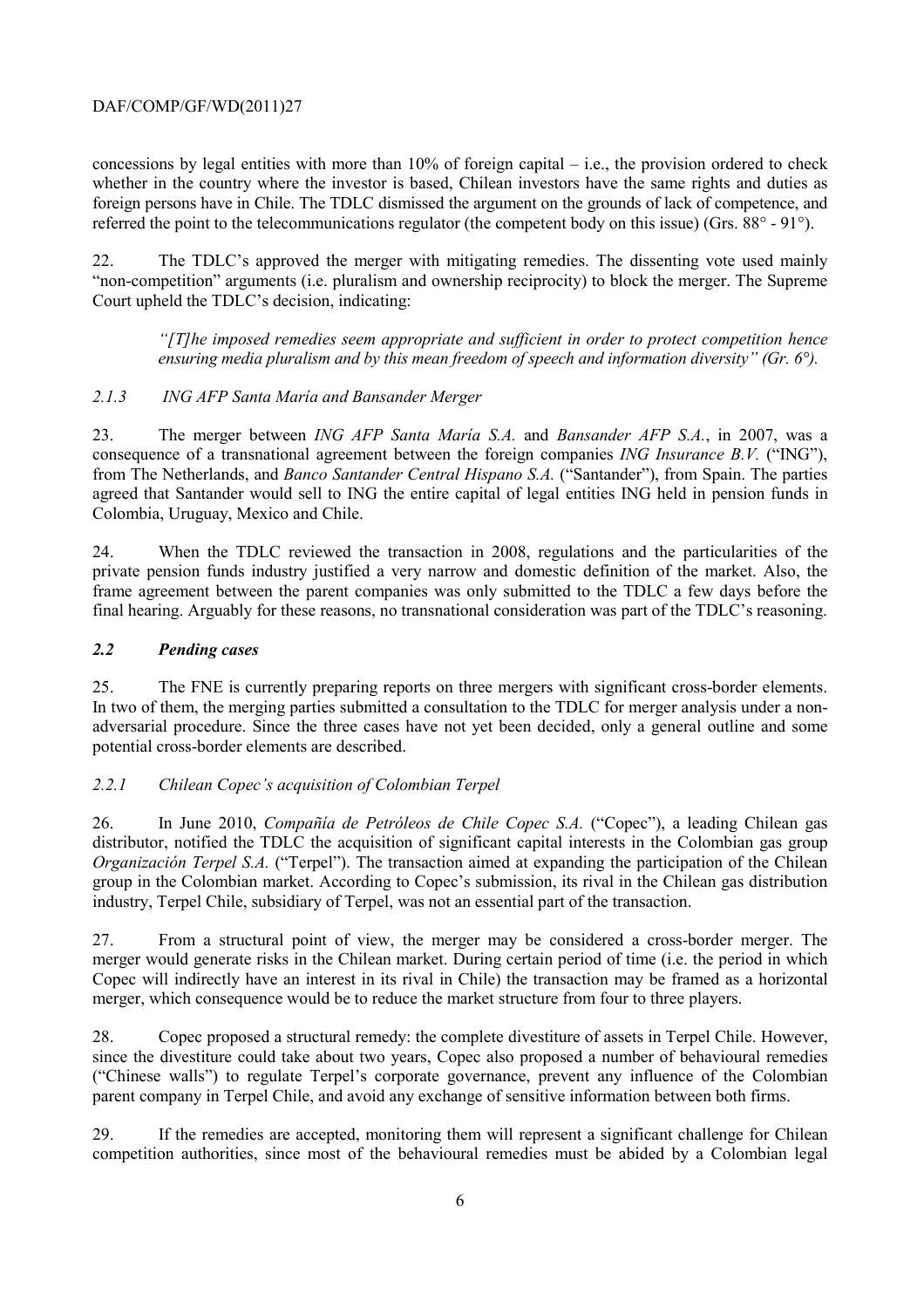concessions by legal entities with more than 10% of foreign capital – i.e., the provision ordered to check whether in the country where the investor is based, Chilean investors have the same rights and duties as foreign persons have in Chile. The TDLC dismissed the argument on the grounds of lack of competence, and referred the point to the telecommunications regulator (the competent body on this issue) (Grs. 88° - 91°).

22. The TDLC's approved the merger with mitigating remedies. The dissenting vote used mainly "non-competition" arguments (i.e. pluralism and ownership reciprocity) to block the merger. The Supreme Court upheld the TDLC's decision, indicating:

> *"[T]he imposed remedies seem appropriate and sufficient in order to protect competition hence ensuring media pluralism and by this mean freedom of speech and information diversity" (Gr. 6°).*

#### *2.1.3 ING AFP Santa María and Bansander Merger*

23. The merger between *ING AFP Santa María S.A.* and *Bansander AFP S.A.*, in 2007, was a consequence of a transnational agreement between the foreign companies *ING Insurance B.V.* ("ING"), from The Netherlands, and *Banco Santander Central Hispano S.A.* ("Santander"), from Spain. The parties agreed that Santander would sell to ING the entire capital of legal entities ING held in pension funds in Colombia, Uruguay, Mexico and Chile.

24. When the TDLC reviewed the transaction in 2008, regulations and the particularities of the private pension funds industry justified a very narrow and domestic definition of the market. Also, the frame agreement between the parent companies was only submitted to the TDLC a few days before the final hearing. Arguably for these reasons, no transnational consideration was part of the TDLC's reasoning.

### ***2.2 Pending cases***

25. The FNE is currently preparing reports on three mergers with significant cross-border elements. In two of them, the merging parties submitted a consultation to the TDLC for merger analysis under a non-adversarial procedure. Since the three cases have not yet been decided, only a general outline and some potential cross-border elements are described.

#### *2.2.1 Chilean Copec's acquisition of Colombian Terpel*

26. In June 2010, *Compañía de Petróleos de Chile Copec S.A.* ("Copec"), a leading Chilean gas distributor, notified the TDLC the acquisition of significant capital interests in the Colombian gas group *Organización Terpel S.A.* ("Terpel"). The transaction aimed at expanding the participation of the Chilean group in the Colombian market. According to Copec's submission, its rival in the Chilean gas distribution industry, Terpel Chile, subsidiary of Terpel, was not an essential part of the transaction.

27. From a structural point of view, the merger may be considered a cross-border merger. The merger would generate risks in the Chilean market. During certain period of time (i.e. the period in which Copec will indirectly have an interest in its rival in Chile) the transaction may be framed as a horizontal merger, which consequence would be to reduce the market structure from four to three players.

28. Copec proposed a structural remedy: the complete divestiture of assets in Terpel Chile. However, since the divestiture could take about two years, Copec also proposed a number of behavioural remedies ("Chinese walls") to regulate Terpel's corporate governance, prevent any influence of the Colombian parent company in Terpel Chile, and avoid any exchange of sensitive information between both firms.

29. If the remedies are accepted, monitoring them will represent a significant challenge for Chilean competition authorities, since most of the behavioural remedies must be abided by a Colombian legal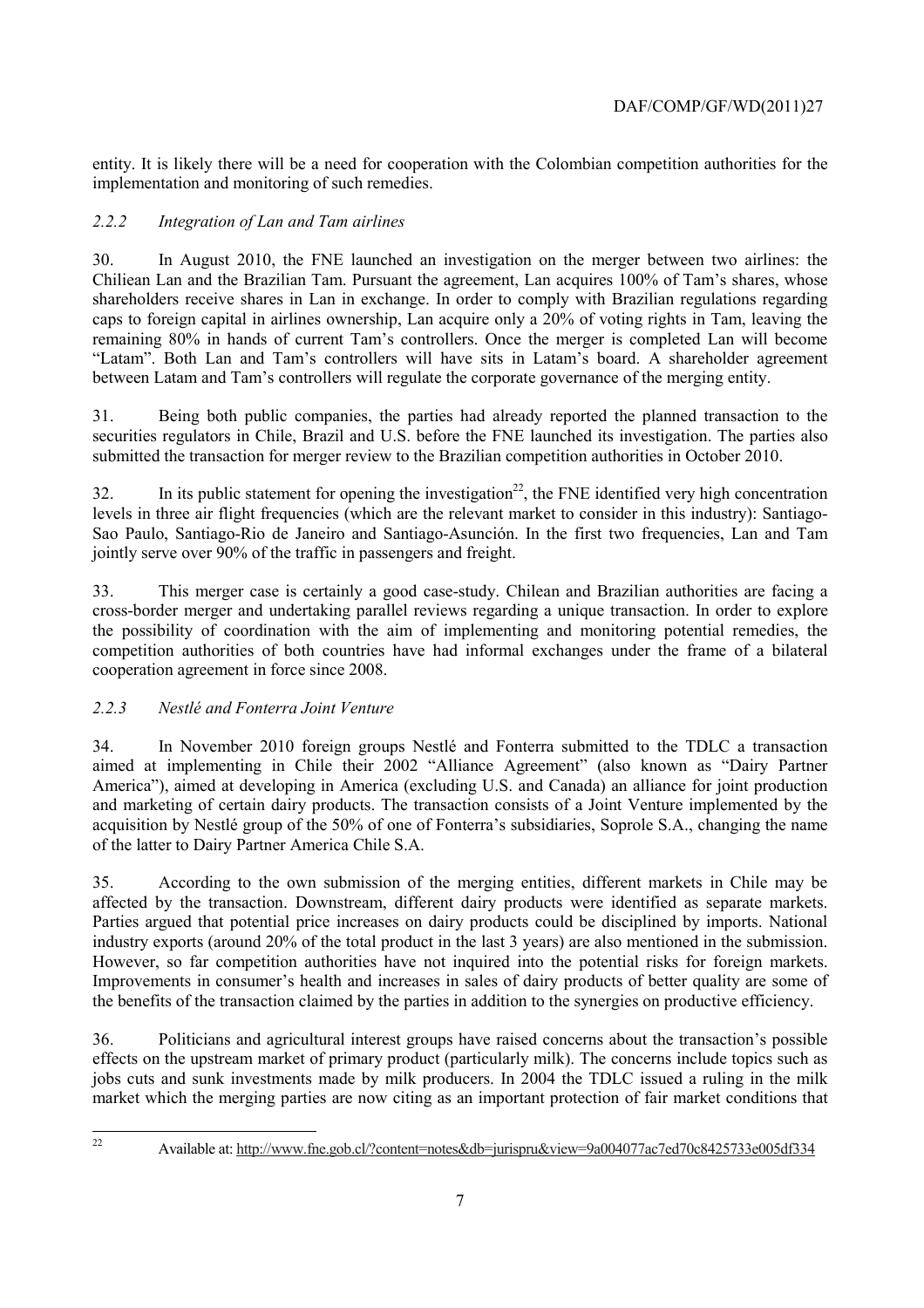entity. It is likely there will be a need for cooperation with the Colombian competition authorities for the implementation and monitoring of such remedies.

### *2.2.2 Integration of Lan and Tam airlines*

30. In August 2010, the FNE launched an investigation on the merger between two airlines: the Chiliean Lan and the Brazilian Tam. Pursuant the agreement, Lan acquires 100% of Tam's shares, whose shareholders receive shares in Lan in exchange. In order to comply with Brazilian regulations regarding caps to foreign capital in airlines ownership, Lan acquire only a 20% of voting rights in Tam, leaving the remaining 80% in hands of current Tam's controllers. Once the merger is completed Lan will become "Latam". Both Lan and Tam's controllers will have sits in Latam's board. A shareholder agreement between Latam and Tam's controllers will regulate the corporate governance of the merging entity.

31. Being both public companies, the parties had already reported the planned transaction to the securities regulators in Chile, Brazil and U.S. before the FNE launched its investigation. The parties also submitted the transaction for merger review to the Brazilian competition authorities in October 2010.

32. In its public statement for opening the investigation[22], the FNE identified very high concentration levels in three air flight frequencies (which are the relevant market to consider in this industry): Santiago-Sao Paulo, Santiago-Rio de Janeiro and Santiago-Asunción. In the first two frequencies, Lan and Tam jointly serve over 90% of the traffic in passengers and freight.

33. This merger case is certainly a good case-study. Chilean and Brazilian authorities are facing a cross-border merger and undertaking parallel reviews regarding a unique transaction. In order to explore the possibility of coordination with the aim of implementing and monitoring potential remedies, the competition authorities of both countries have had informal exchanges under the frame of a bilateral cooperation agreement in force since 2008.

### *2.2.3 Nestlé and Fonterra Joint Venture*

34. In November 2010 foreign groups Nestlé and Fonterra submitted to the TDLC a transaction aimed at implementing in Chile their 2002 "Alliance Agreement" (also known as "Dairy Partner America"), aimed at developing in America (excluding U.S. and Canada) an alliance for joint production and marketing of certain dairy products. The transaction consists of a Joint Venture implemented by the acquisition by Nestlé group of the 50% of one of Fonterra's subsidiaries, Soprole S.A., changing the name of the latter to Dairy Partner America Chile S.A.

35. According to the own submission of the merging entities, different markets in Chile may be affected by the transaction. Downstream, different dairy products were identified as separate markets. Parties argued that potential price increases on dairy products could be disciplined by imports. National industry exports (around 20% of the total product in the last 3 years) are also mentioned in the submission. However, so far competition authorities have not inquired into the potential risks for foreign markets. Improvements in consumer's health and increases in sales of dairy products of better quality are some of the benefits of the transaction claimed by the parties in addition to the synergies on productive efficiency.

36. Politicians and agricultural interest groups have raised concerns about the transaction's possible effects on the upstream market of primary product (particularly milk). The concerns include topics such as jobs cuts and sunk investments made by milk producers. In 2004 the TDLC issued a ruling in the milk market which the merging parties are now citing as an important protection of fair market conditions that

---

[22] Available at: http://www.fne.gob.cl/?content=notes&db=jurispru&view=9a004077ac7ed70c8425733e005df334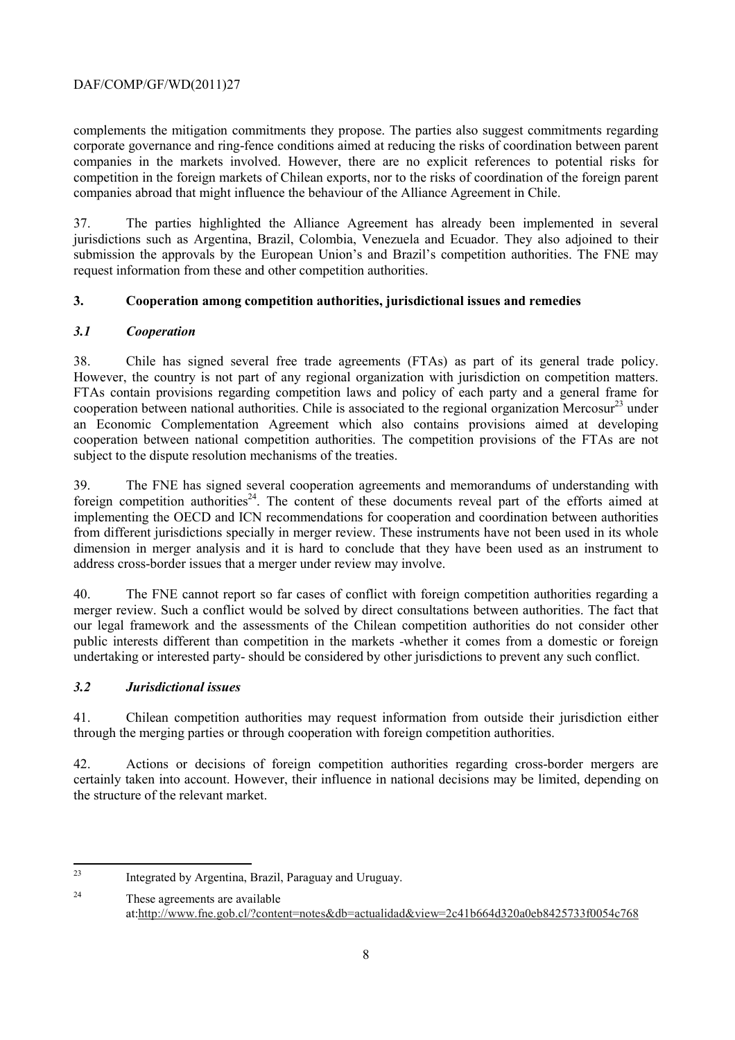complements the mitigation commitments they propose. The parties also suggest commitments regarding corporate governance and ring-fence conditions aimed at reducing the risks of coordination between parent companies in the markets involved. However, there are no explicit references to potential risks for competition in the foreign markets of Chilean exports, nor to the risks of coordination of the foreign parent companies abroad that might influence the behaviour of the Alliance Agreement in Chile.

37. The parties highlighted the Alliance Agreement has already been implemented in several jurisdictions such as Argentina, Brazil, Colombia, Venezuela and Ecuador. They also adjoined to their submission the approvals by the European Union's and Brazil's competition authorities. The FNE may request information from these and other competition authorities.

## 3. Cooperation among competition authorities, jurisdictional issues and remedies

### *3.1 Cooperation*

38. Chile has signed several free trade agreements (FTAs) as part of its general trade policy. However, the country is not part of any regional organization with jurisdiction on competition matters. FTAs contain provisions regarding competition laws and policy of each party and a general frame for cooperation between national authorities. Chile is associated to the regional organization Mercosur[23] under an Economic Complementation Agreement which also contains provisions aimed at developing cooperation between national competition authorities. The competition provisions of the FTAs are not subject to the dispute resolution mechanisms of the treaties.

39. The FNE has signed several cooperation agreements and memorandums of understanding with foreign competition authorities[24]. The content of these documents reveal part of the efforts aimed at implementing the OECD and ICN recommendations for cooperation and coordination between authorities from different jurisdictions specially in merger review. These instruments have not been used in its whole dimension in merger analysis and it is hard to conclude that they have been used as an instrument to address cross-border issues that a merger under review may involve.

40. The FNE cannot report so far cases of conflict with foreign competition authorities regarding a merger review. Such a conflict would be solved by direct consultations between authorities. The fact that our legal framework and the assessments of the Chilean competition authorities do not consider other public interests different than competition in the markets -whether it comes from a domestic or foreign undertaking or interested party- should be considered by other jurisdictions to prevent any such conflict.

### *3.2 Jurisdictional issues*

41. Chilean competition authorities may request information from outside their jurisdiction either through the merging parties or through cooperation with foreign competition authorities.

42. Actions or decisions of foreign competition authorities regarding cross-border mergers are certainly taken into account. However, their influence in national decisions may be limited, depending on the structure of the relevant market.

---

[23] Integrated by Argentina, Brazil, Paraguay and Uruguay.

[24] These agreements are available at:http://www.fne.gob.cl/?content=notes&db=actualidad&view=2c41b664d320a0eb8425733f0054c768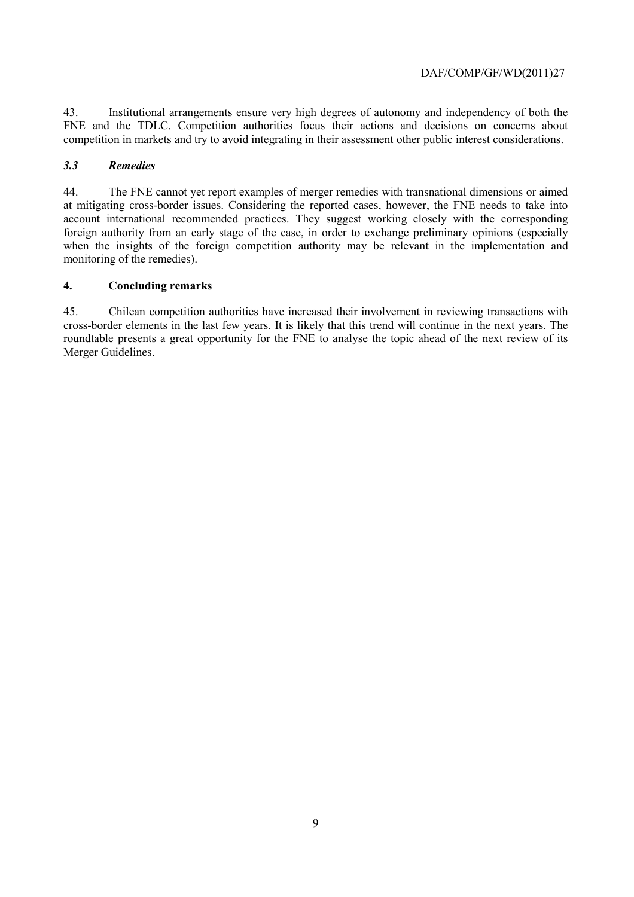43. Institutional arrangements ensure very high degrees of autonomy and independency of both the FNE and the TDLC. Competition authorities focus their actions and decisions on concerns about competition in markets and try to avoid integrating in their assessment other public interest considerations.

### *3.3 Remedies*

44. The FNE cannot yet report examples of merger remedies with transnational dimensions or aimed at mitigating cross-border issues. Considering the reported cases, however, the FNE needs to take into account international recommended practices. They suggest working closely with the corresponding foreign authority from an early stage of the case, in order to exchange preliminary opinions (especially when the insights of the foreign competition authority may be relevant in the implementation and monitoring of the remedies).

## **4. Concluding remarks**

45. Chilean competition authorities have increased their involvement in reviewing transactions with cross-border elements in the last few years. It is likely that this trend will continue in the next years. The roundtable presents a great opportunity for the FNE to analyse the topic ahead of the next review of its Merger Guidelines.